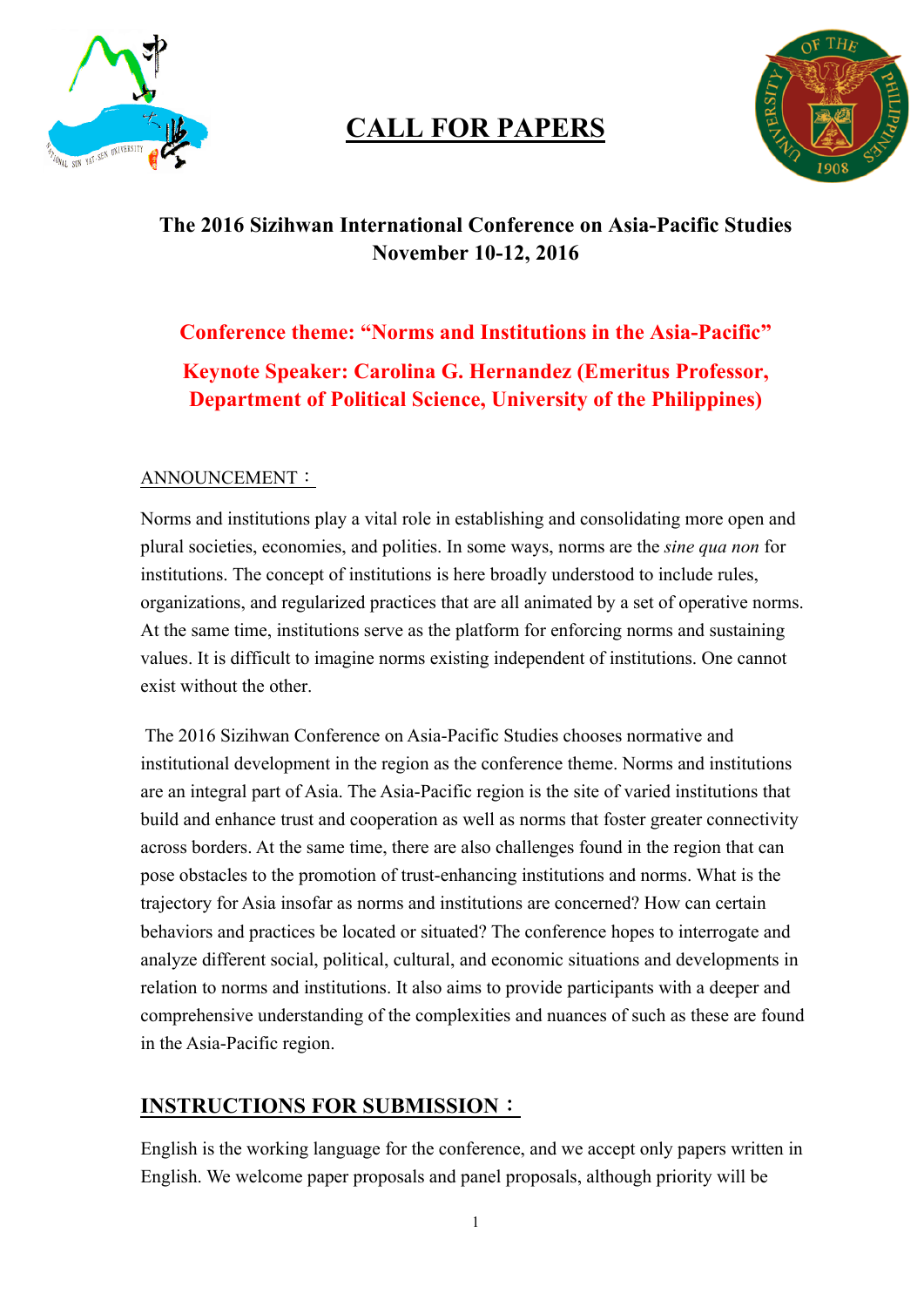# CALL FOR PAPERS

## The 2016 Sizihwan International Conference on Asia-Pacific Studies
## November 10-12, 2016

**Conference theme: "Norms and Institutions in the Asia-Pacific"**

**Keynote Speaker: Carolina G. Hernandez (Emeritus Professor, Department of Political Science, University of the Philippines)**

ANNOUNCEMENT：

Norms and institutions play a vital role in establishing and consolidating more open and plural societies, economies, and polities. In some ways, norms are the *sine qua non* for institutions. The concept of institutions is here broadly understood to include rules, organizations, and regularized practices that are all animated by a set of operative norms. At the same time, institutions serve as the platform for enforcing norms and sustaining values. It is difficult to imagine norms existing independent of institutions. One cannot exist without the other.

The 2016 Sizihwan Conference on Asia-Pacific Studies chooses normative and institutional development in the region as the conference theme. Norms and institutions are an integral part of Asia. The Asia-Pacific region is the site of varied institutions that build and enhance trust and cooperation as well as norms that foster greater connectivity across borders. At the same time, there are also challenges found in the region that can pose obstacles to the promotion of trust-enhancing institutions and norms. What is the trajectory for Asia insofar as norms and institutions are concerned? How can certain behaviors and practices be located or situated? The conference hopes to interrogate and analyze different social, political, cultural, and economic situations and developments in relation to norms and institutions. It also aims to provide participants with a deeper and comprehensive understanding of the complexities and nuances of such as these are found in the Asia-Pacific region.

## INSTRUCTIONS FOR SUBMISSION：

English is the working language for the conference, and we accept only papers written in English. We welcome paper proposals and panel proposals, although priority will be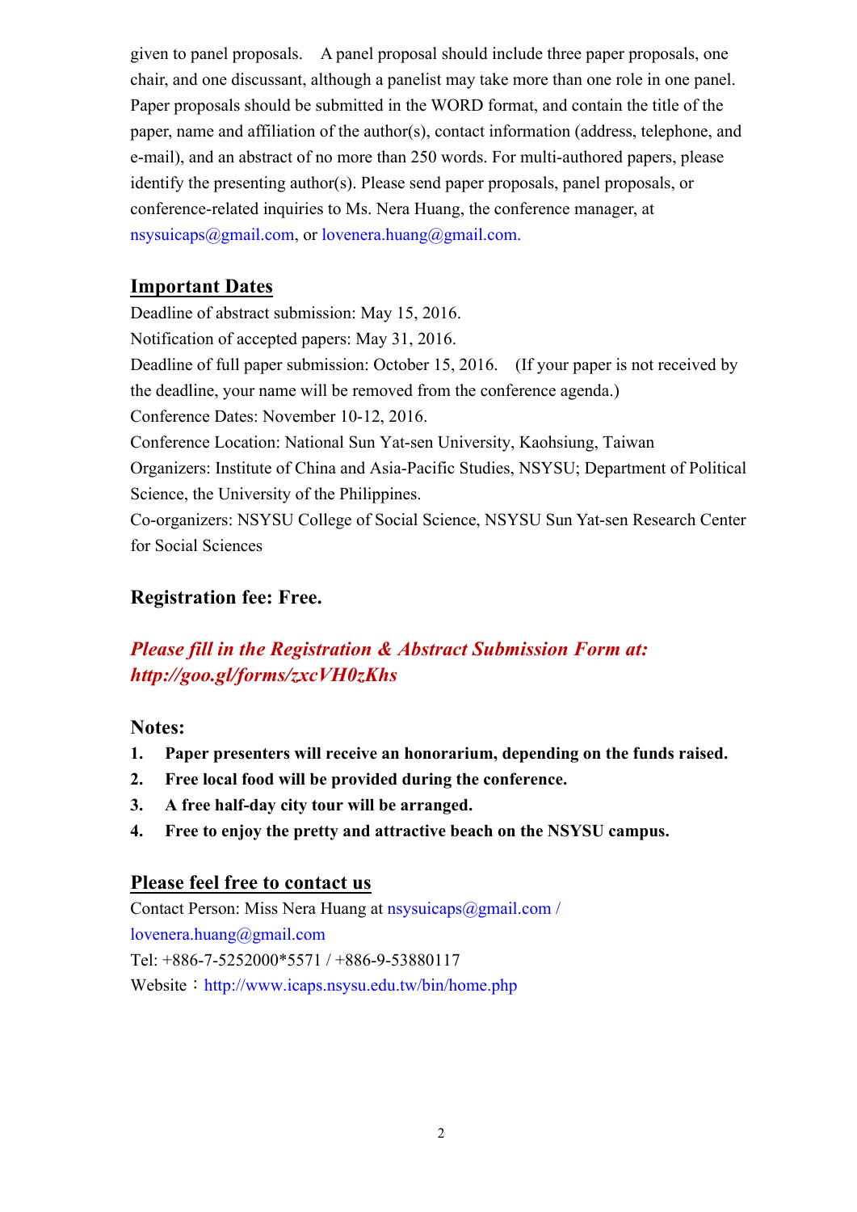given to panel proposals. A panel proposal should include three paper proposals, one chair, and one discussant, although a panelist may take more than one role in one panel. Paper proposals should be submitted in the WORD format, and contain the title of the paper, name and affiliation of the author(s), contact information (address, telephone, and e-mail), and an abstract of no more than 250 words. For multi-authored papers, please identify the presenting author(s). Please send paper proposals, panel proposals, or conference-related inquiries to Ms. Nera Huang, the conference manager, at nsysuicaps@gmail.com, or lovenera.huang@gmail.com.

## Important Dates

Deadline of abstract submission: May 15, 2016.
Notification of accepted papers: May 31, 2016.
Deadline of full paper submission: October 15, 2016. (If your paper is not received by the deadline, your name will be removed from the conference agenda.)
Conference Dates: November 10-12, 2016.
Conference Location: National Sun Yat-sen University, Kaohsiung, Taiwan
Organizers: Institute of China and Asia-Pacific Studies, NSYSU; Department of Political Science, the University of the Philippines.
Co-organizers: NSYSU College of Social Science, NSYSU Sun Yat-sen Research Center for Social Sciences

**Registration fee: Free.**

***Please fill in the Registration & Abstract Submission Form at: http://goo.gl/forms/zxcVH0zKhs***

**Notes:**

1. **Paper presenters will receive an honorarium, depending on the funds raised.**
2. **Free local food will be provided during the conference.**
3. **A free half-day city tour will be arranged.**
4. **Free to enjoy the pretty and attractive beach on the NSYSU campus.**

## Please feel free to contact us

Contact Person: Miss Nera Huang at nsysuicaps@gmail.com / lovenera.huang@gmail.com
Tel: +886-7-5252000*5571 / +886-9-53880117
Website：http://www.icaps.nsysu.edu.tw/bin/home.php